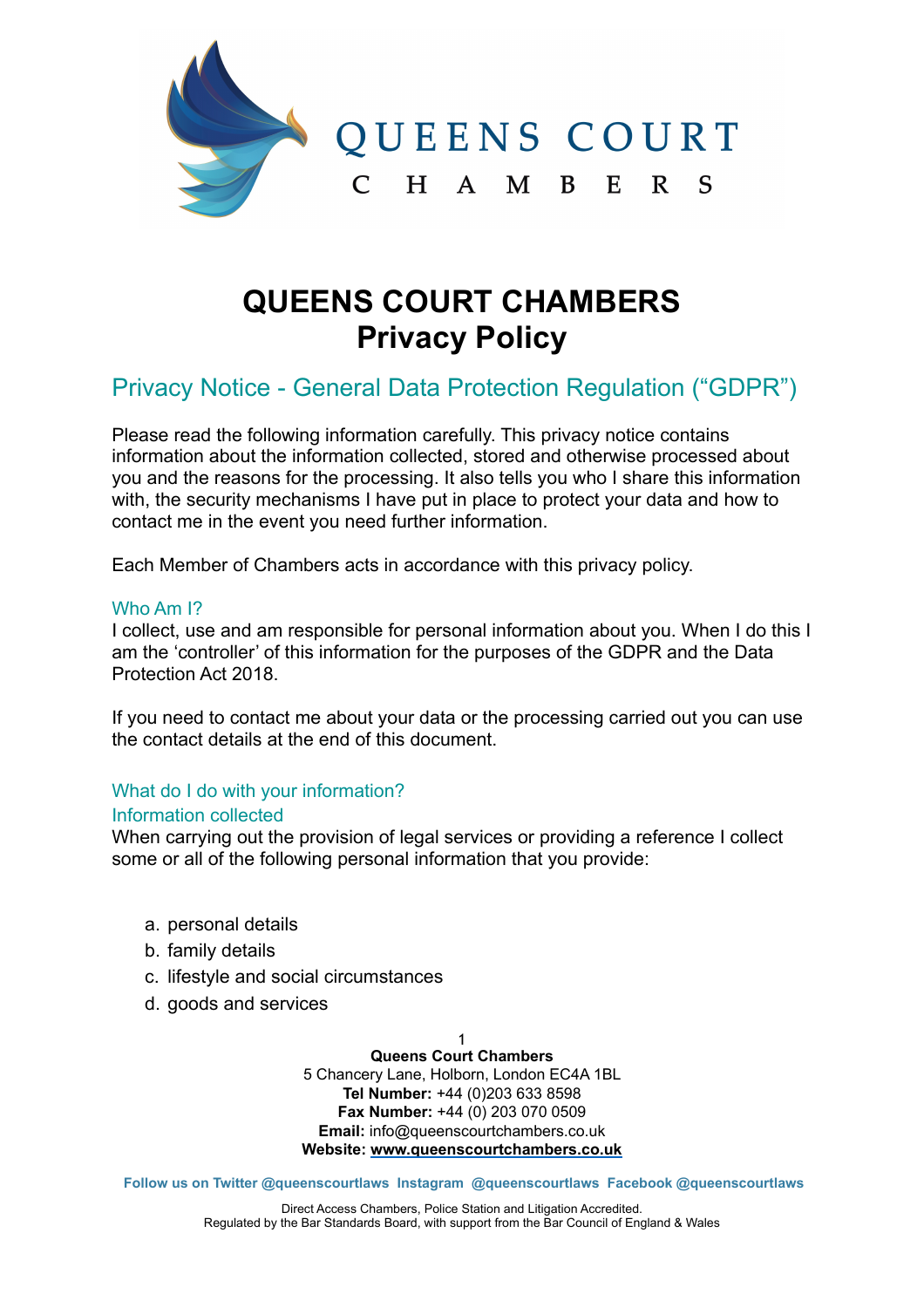# QUEENS COURT CHAMBERS
# Privacy Policy

## Privacy Notice - General Data Protection Regulation ("GDPR")

Please read the following information carefully. This privacy notice contains information about the information collected, stored and otherwise processed about you and the reasons for the processing. It also tells you who I share this information with, the security mechanisms I have put in place to protect your data and how to contact me in the event you need further information.

Each Member of Chambers acts in accordance with this privacy policy.

### Who Am I?

I collect, use and am responsible for personal information about you. When I do this I am the 'controller' of this information for the purposes of the GDPR and the Data Protection Act 2018.

If you need to contact me about your data or the processing carried out you can use the contact details at the end of this document.

### What do I do with your information?

### Information collected

When carrying out the provision of legal services or providing a reference I collect some or all of the following personal information that you provide:

a. personal details
b. family details
c. lifestyle and social circumstances
d. goods and services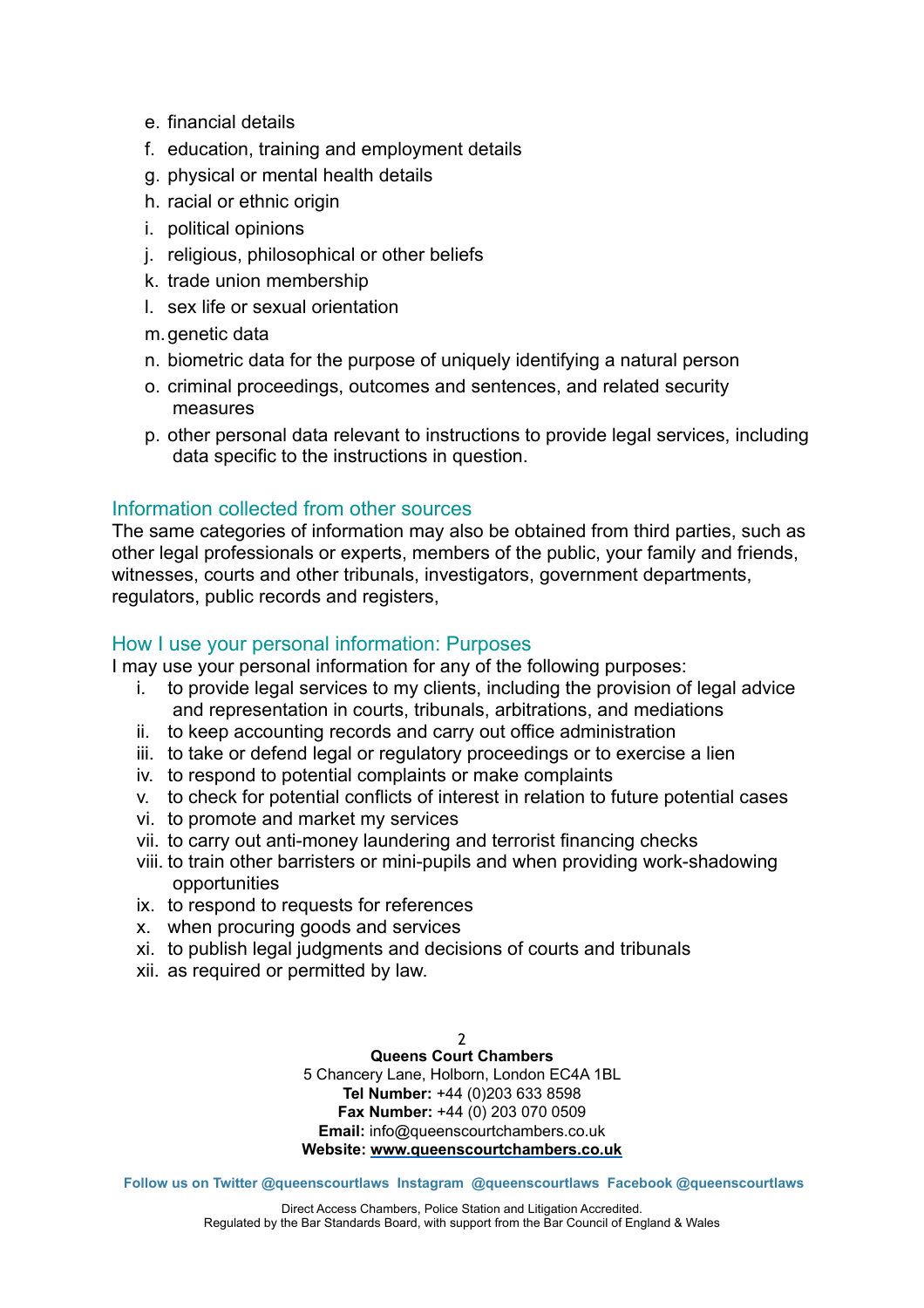e. financial details
f. education, training and employment details
g. physical or mental health details
h. racial or ethnic origin
i. political opinions
j. religious, philosophical or other beliefs
k. trade union membership
l. sex life or sexual orientation
m. genetic data
n. biometric data for the purpose of uniquely identifying a natural person
o. criminal proceedings, outcomes and sentences, and related security measures
p. other personal data relevant to instructions to provide legal services, including data specific to the instructions in question.

## Information collected from other sources

The same categories of information may also be obtained from third parties, such as other legal professionals or experts, members of the public, your family and friends, witnesses, courts and other tribunals, investigators, government departments, regulators, public records and registers,

## How I use your personal information: Purposes

I may use your personal information for any of the following purposes:

i. to provide legal services to my clients, including the provision of legal advice and representation in courts, tribunals, arbitrations, and mediations
ii. to keep accounting records and carry out office administration
iii. to take or defend legal or regulatory proceedings or to exercise a lien
iv. to respond to potential complaints or make complaints
v. to check for potential conflicts of interest in relation to future potential cases
vi. to promote and market my services
vii. to carry out anti-money laundering and terrorist financing checks
viii. to train other barristers or mini-pupils and when providing work-shadowing opportunities
ix. to respond to requests for references
x. when procuring goods and services
xi. to publish legal judgments and decisions of courts and tribunals
xii. as required or permitted by law.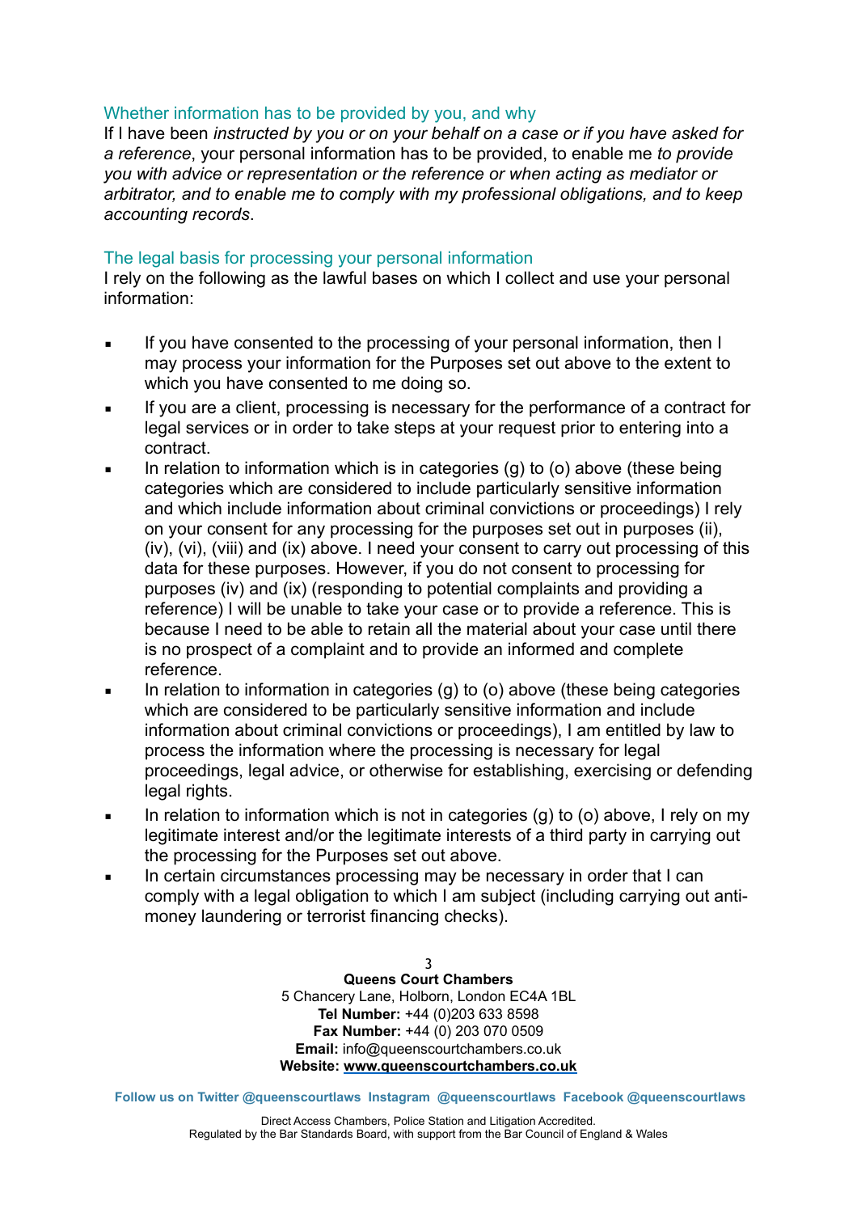## Whether information has to be provided by you, and why

If I have been *instructed by you or on your behalf on a case or if you have asked for a reference*, your personal information has to be provided, to enable me *to provide you with advice or representation or the reference or when acting as mediator or arbitrator, and to enable me to comply with my professional obligations, and to keep accounting records*.

## The legal basis for processing your personal information

I rely on the following as the lawful bases on which I collect and use your personal information:

- If you have consented to the processing of your personal information, then I may process your information for the Purposes set out above to the extent to which you have consented to me doing so.
- If you are a client, processing is necessary for the performance of a contract for legal services or in order to take steps at your request prior to entering into a contract.
- In relation to information which is in categories (g) to (o) above (these being categories which are considered to include particularly sensitive information and which include information about criminal convictions or proceedings) I rely on your consent for any processing for the purposes set out in purposes (ii), (iv), (vi), (viii) and (ix) above. I need your consent to carry out processing of this data for these purposes. However, if you do not consent to processing for purposes (iv) and (ix) (responding to potential complaints and providing a reference) I will be unable to take your case or to provide a reference. This is because I need to be able to retain all the material about your case until there is no prospect of a complaint and to provide an informed and complete reference.
- In relation to information in categories (g) to (o) above (these being categories which are considered to be particularly sensitive information and include information about criminal convictions or proceedings), I am entitled by law to process the information where the processing is necessary for legal proceedings, legal advice, or otherwise for establishing, exercising or defending legal rights.
- In relation to information which is not in categories (g) to (o) above, I rely on my legitimate interest and/or the legitimate interests of a third party in carrying out the processing for the Purposes set out above.
- In certain circumstances processing may be necessary in order that I can comply with a legal obligation to which I am subject (including carrying out anti-money laundering or terrorist financing checks).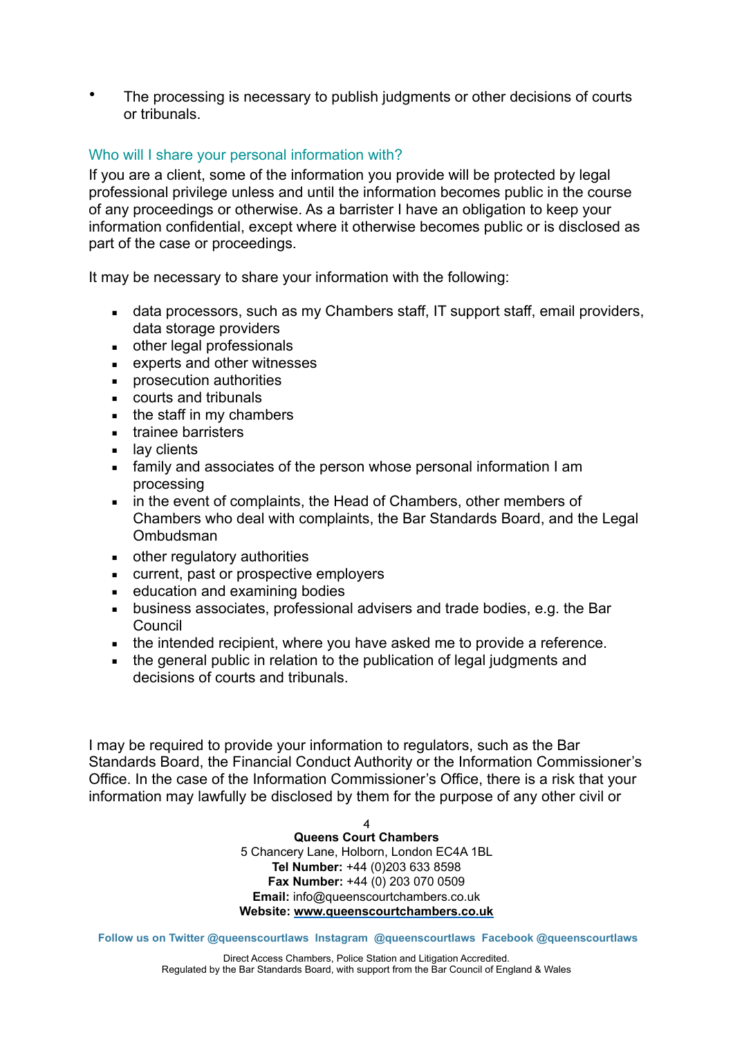- The processing is necessary to publish judgments or other decisions of courts or tribunals.

## Who will I share your personal information with?

If you are a client, some of the information you provide will be protected by legal professional privilege unless and until the information becomes public in the course of any proceedings or otherwise. As a barrister I have an obligation to keep your information confidential, except where it otherwise becomes public or is disclosed as part of the case or proceedings.

It may be necessary to share your information with the following:

- data processors, such as my Chambers staff, IT support staff, email providers, data storage providers
- other legal professionals
- experts and other witnesses
- prosecution authorities
- courts and tribunals
- the staff in my chambers
- trainee barristers
- lay clients
- family and associates of the person whose personal information I am processing
- in the event of complaints, the Head of Chambers, other members of Chambers who deal with complaints, the Bar Standards Board, and the Legal Ombudsman
- other regulatory authorities
- current, past or prospective employers
- education and examining bodies
- business associates, professional advisers and trade bodies, e.g. the Bar Council
- the intended recipient, where you have asked me to provide a reference.
- the general public in relation to the publication of legal judgments and decisions of courts and tribunals.

I may be required to provide your information to regulators, such as the Bar Standards Board, the Financial Conduct Authority or the Information Commissioner's Office. In the case of the Information Commissioner's Office, there is a risk that your information may lawfully be disclosed by them for the purpose of any other civil or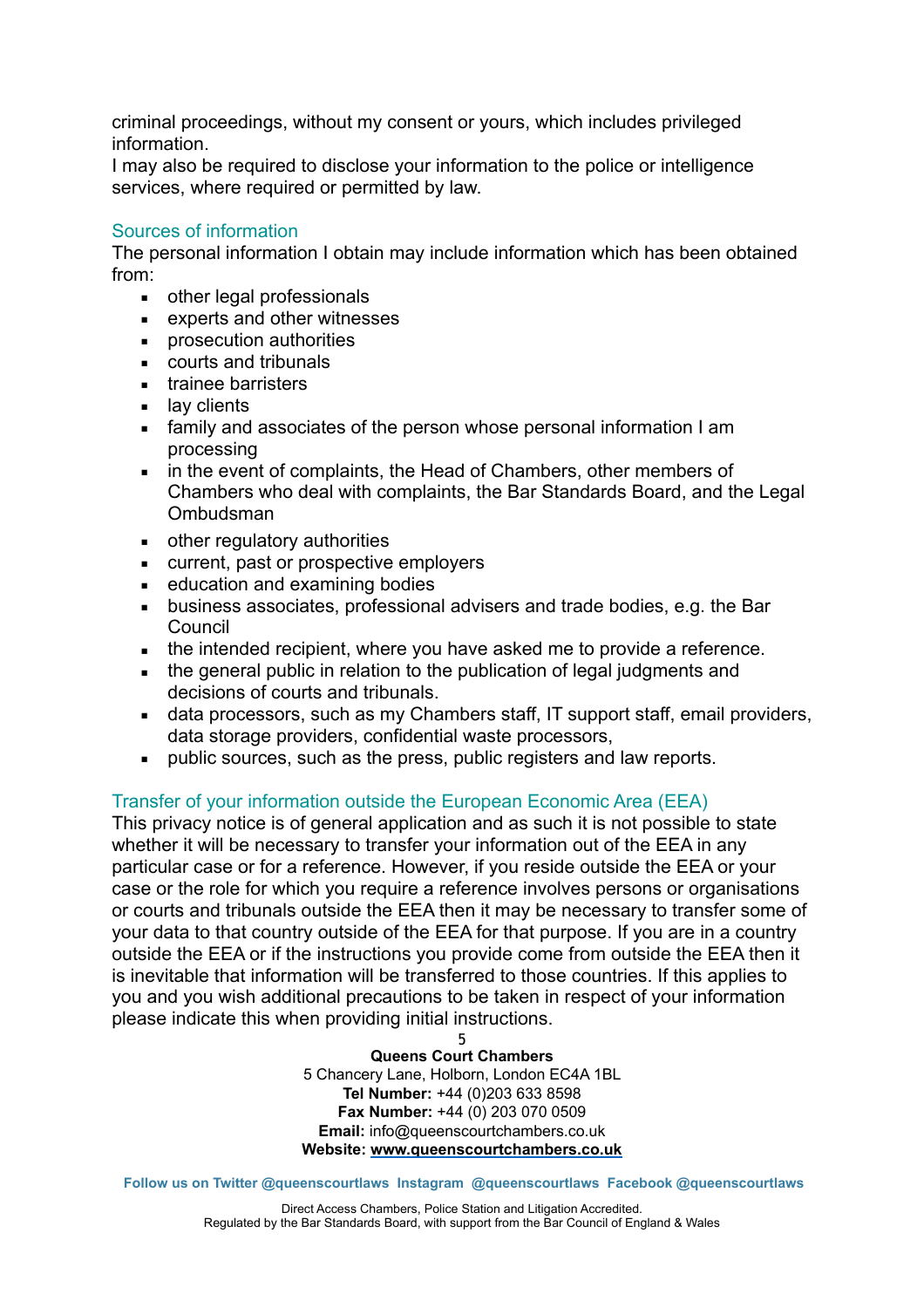criminal proceedings, without my consent or yours, which includes privileged information.
I may also be required to disclose your information to the police or intelligence services, where required or permitted by law.

## Sources of information

The personal information I obtain may include information which has been obtained from:

- other legal professionals
- experts and other witnesses
- prosecution authorities
- courts and tribunals
- trainee barristers
- lay clients
- family and associates of the person whose personal information I am processing
- in the event of complaints, the Head of Chambers, other members of Chambers who deal with complaints, the Bar Standards Board, and the Legal Ombudsman
- other regulatory authorities
- current, past or prospective employers
- education and examining bodies
- business associates, professional advisers and trade bodies, e.g. the Bar Council
- the intended recipient, where you have asked me to provide a reference.
- the general public in relation to the publication of legal judgments and decisions of courts and tribunals.
- data processors, such as my Chambers staff, IT support staff, email providers, data storage providers, confidential waste processors,
- public sources, such as the press, public registers and law reports.

## Transfer of your information outside the European Economic Area (EEA)

This privacy notice is of general application and as such it is not possible to state whether it will be necessary to transfer your information out of the EEA in any particular case or for a reference. However, if you reside outside the EEA or your case or the role for which you require a reference involves persons or organisations or courts and tribunals outside the EEA then it may be necessary to transfer some of your data to that country outside of the EEA for that purpose. If you are in a country outside the EEA or if the instructions you provide come from outside the EEA then it is inevitable that information will be transferred to those countries. If this applies to you and you wish additional precautions to be taken in respect of your information please indicate this when providing initial instructions.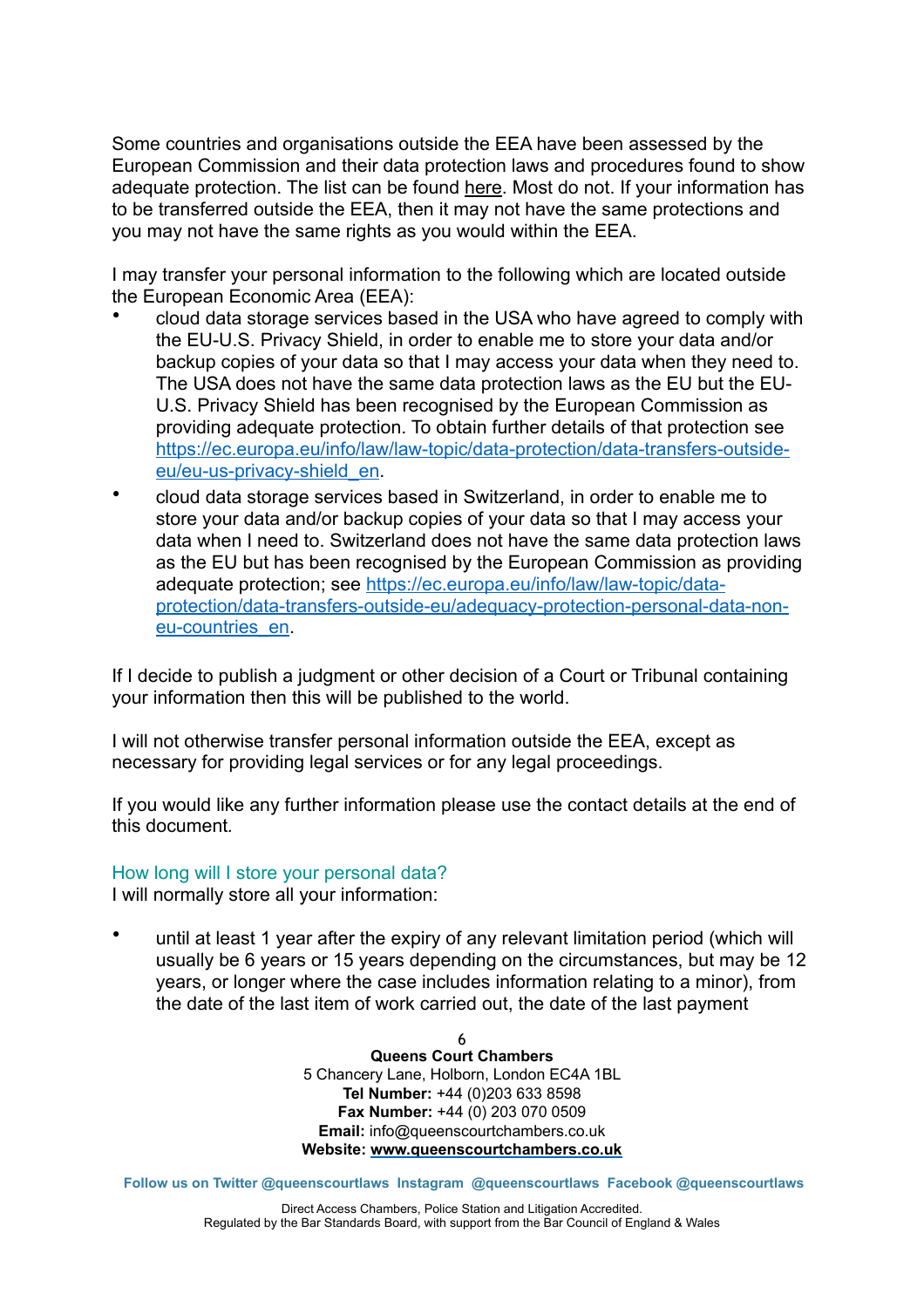Some countries and organisations outside the EEA have been assessed by the European Commission and their data protection laws and procedures found to show adequate protection. The list can be found here. Most do not. If your information has to be transferred outside the EEA, then it may not have the same protections and you may not have the same rights as you would within the EEA.

I may transfer your personal information to the following which are located outside the European Economic Area (EEA):

- cloud data storage services based in the USA who have agreed to comply with the EU-U.S. Privacy Shield, in order to enable me to store your data and/or backup copies of your data so that I may access your data when they need to. The USA does not have the same data protection laws as the EU but the EU-U.S. Privacy Shield has been recognised by the European Commission as providing adequate protection. To obtain further details of that protection see https://ec.europa.eu/info/law/law-topic/data-protection/data-transfers-outside-eu/eu-us-privacy-shield_en.
- cloud data storage services based in Switzerland, in order to enable me to store your data and/or backup copies of your data so that I may access your data when I need to. Switzerland does not have the same data protection laws as the EU but has been recognised by the European Commission as providing adequate protection; see https://ec.europa.eu/info/law/law-topic/data-protection/data-transfers-outside-eu/adequacy-protection-personal-data-non-eu-countries_en.

If I decide to publish a judgment or other decision of a Court or Tribunal containing your information then this will be published to the world.

I will not otherwise transfer personal information outside the EEA, except as necessary for providing legal services or for any legal proceedings.

If you would like any further information please use the contact details at the end of this document.

## How long will I store your personal data?

I will normally store all your information:

- until at least 1 year after the expiry of any relevant limitation period (which will usually be 6 years or 15 years depending on the circumstances, but may be 12 years, or longer where the case includes information relating to a minor), from the date of the last item of work carried out, the date of the last payment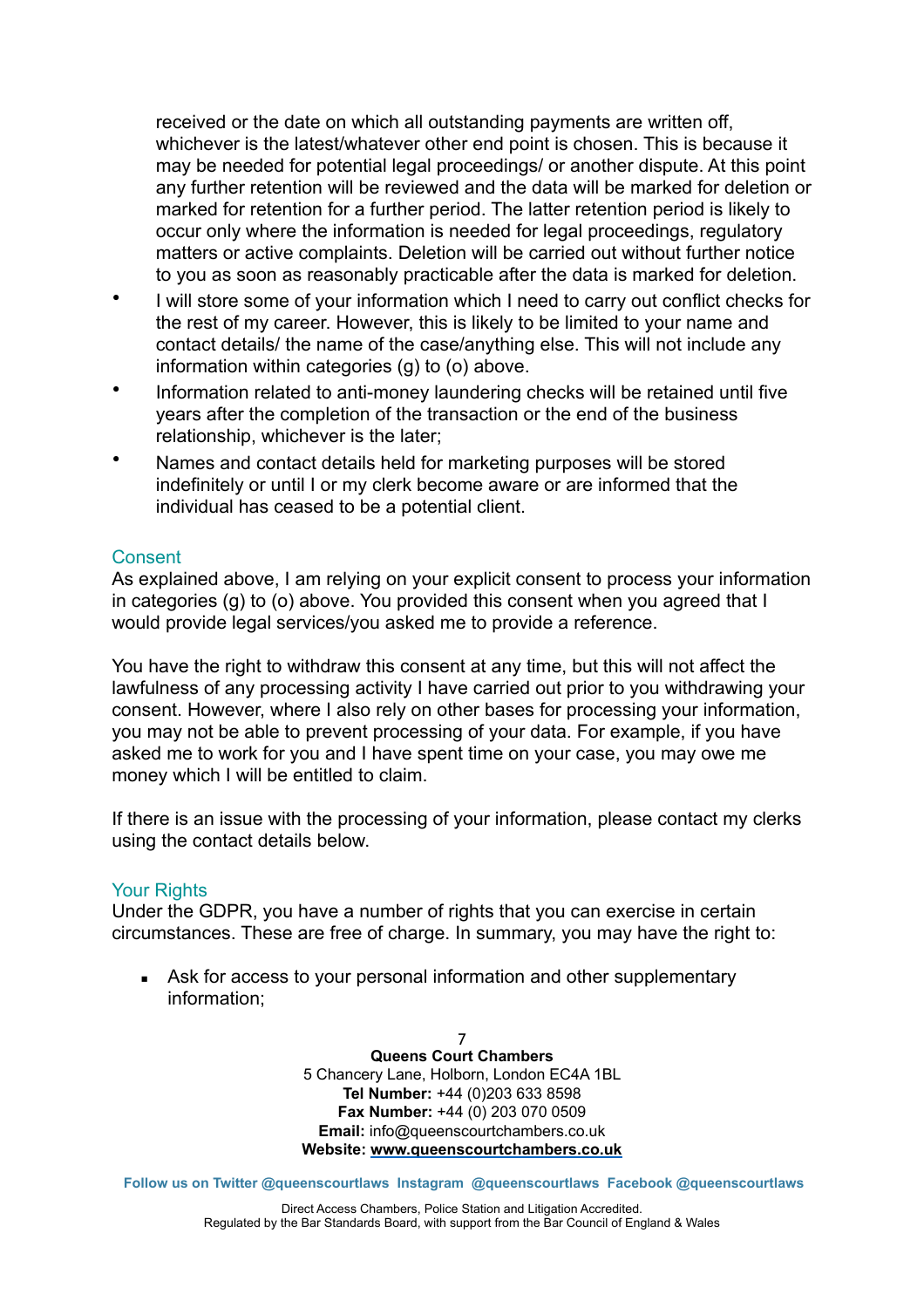received or the date on which all outstanding payments are written off, whichever is the latest/whatever other end point is chosen. This is because it may be needed for potential legal proceedings/ or another dispute. At this point any further retention will be reviewed and the data will be marked for deletion or marked for retention for a further period. The latter retention period is likely to occur only where the information is needed for legal proceedings, regulatory matters or active complaints. Deletion will be carried out without further notice to you as soon as reasonably practicable after the data is marked for deletion.

- I will store some of your information which I need to carry out conflict checks for the rest of my career. However, this is likely to be limited to your name and contact details/ the name of the case/anything else. This will not include any information within categories (g) to (o) above.
- Information related to anti-money laundering checks will be retained until five years after the completion of the transaction or the end of the business relationship, whichever is the later;
- Names and contact details held for marketing purposes will be stored indefinitely or until I or my clerk become aware or are informed that the individual has ceased to be a potential client.

## Consent

As explained above, I am relying on your explicit consent to process your information in categories (g) to (o) above. You provided this consent when you agreed that I would provide legal services/you asked me to provide a reference.

You have the right to withdraw this consent at any time, but this will not affect the lawfulness of any processing activity I have carried out prior to you withdrawing your consent. However, where I also rely on other bases for processing your information, you may not be able to prevent processing of your data. For example, if you have asked me to work for you and I have spent time on your case, you may owe me money which I will be entitled to claim.

If there is an issue with the processing of your information, please contact my clerks using the contact details below.

## Your Rights

Under the GDPR, you have a number of rights that you can exercise in certain circumstances. These are free of charge. In summary, you may have the right to:

- Ask for access to your personal information and other supplementary information;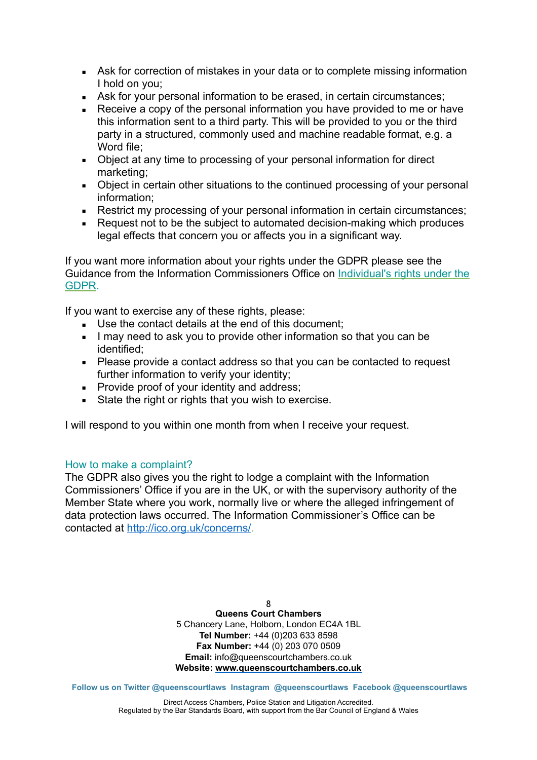- Ask for correction of mistakes in your data or to complete missing information I hold on you;
- Ask for your personal information to be erased, in certain circumstances;
- Receive a copy of the personal information you have provided to me or have this information sent to a third party. This will be provided to you or the third party in a structured, commonly used and machine readable format, e.g. a Word file;
- Object at any time to processing of your personal information for direct marketing;
- Object in certain other situations to the continued processing of your personal information;
- Restrict my processing of your personal information in certain circumstances;
- Request not to be the subject to automated decision-making which produces legal effects that concern you or affects you in a significant way.

If you want more information about your rights under the GDPR please see the Guidance from the Information Commissioners Office on [Individual's rights under the GDPR](#).

If you want to exercise any of these rights, please:

- Use the contact details at the end of this document;
- I may need to ask you to provide other information so that you can be identified;
- Please provide a contact address so that you can be contacted to request further information to verify your identity;
- Provide proof of your identity and address;
- State the right or rights that you wish to exercise.

I will respond to you within one month from when I receive your request.

## How to make a complaint?

The GDPR also gives you the right to lodge a complaint with the Information Commissioners' Office if you are in the UK, or with the supervisory authority of the Member State where you work, normally live or where the alleged infringement of data protection laws occurred. The Information Commissioner's Office can be contacted at http://ico.org.uk/concerns/.

**Queens Court Chambers**
5 Chancery Lane, Holborn, London EC4A 1BL
**Tel Number:** +44 (0)203 633 8598
**Fax Number:** +44 (0) 203 070 0509
**Email:** info@queenscourtchambers.co.uk
**Website:** **www.queenscourtchambers.co.uk**

**Follow us on Twitter @queenscourtlaws Instagram @queenscourtlaws Facebook @queenscourtlaws**

Direct Access Chambers, Police Station and Litigation Accredited.
Regulated by the Bar Standards Board, with support from the Bar Council of England & Wales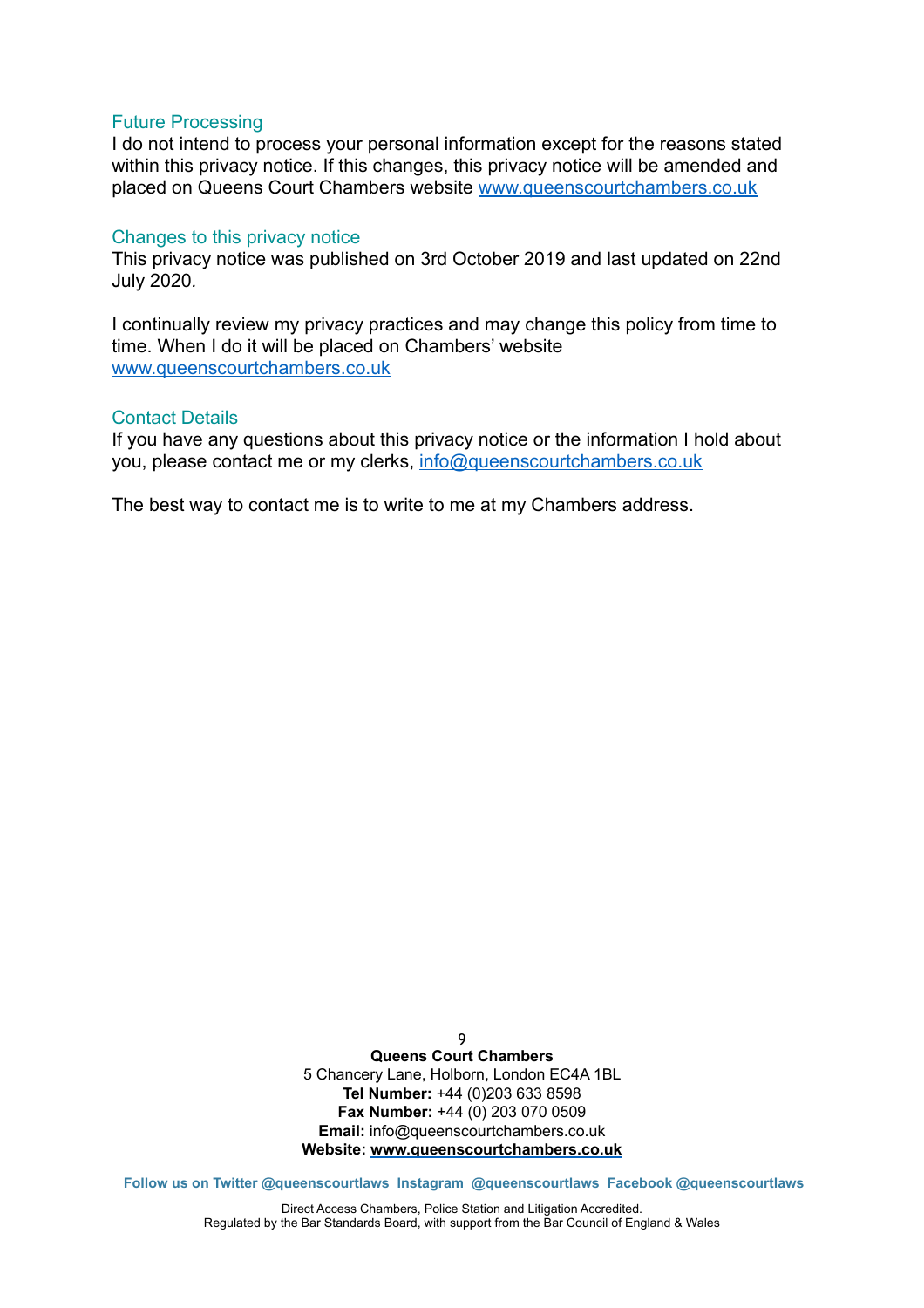## Future Processing

I do not intend to process your personal information except for the reasons stated within this privacy notice. If this changes, this privacy notice will be amended and placed on Queens Court Chambers website www.queenscourtchambers.co.uk

## Changes to this privacy notice

This privacy notice was published on 3rd October 2019 and last updated on 22nd July 2020.

I continually review my privacy practices and may change this policy from time to time. When I do it will be placed on Chambers' website www.queenscourtchambers.co.uk

## Contact Details

If you have any questions about this privacy notice or the information I hold about you, please contact me or my clerks, info@queenscourtchambers.co.uk

The best way to contact me is to write to me at my Chambers address.